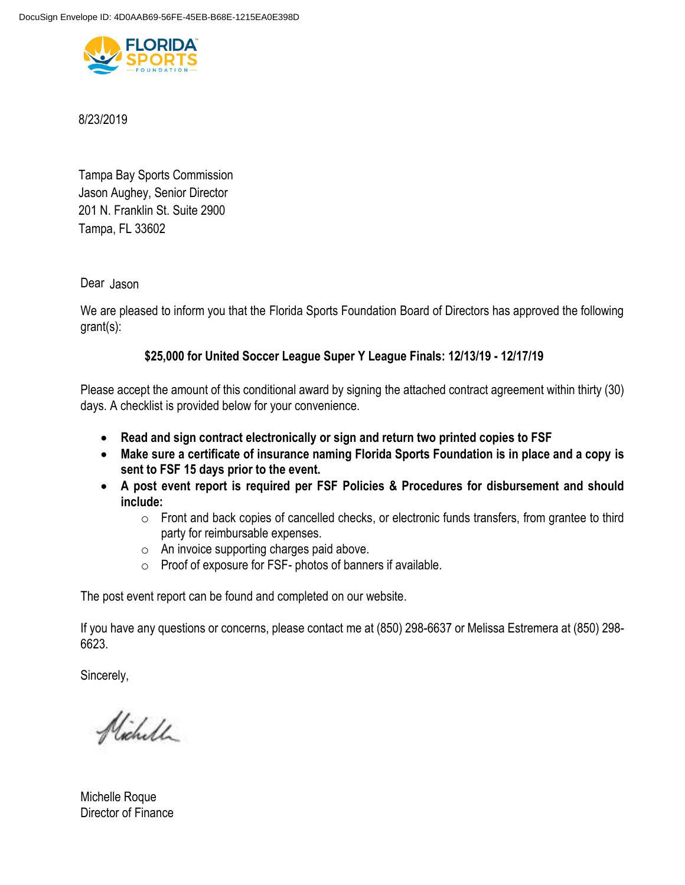DocuSign Envelope ID: 4D0AAB69-56FE-45EB-B68E-1215EA0E398D

FLORIDA SPORTS FOUNDATION

8/23/2019

Tampa Bay Sports Commission
Jason Aughey, Senior Director
201 N. Franklin St. Suite 2900
Tampa, FL 33602

Dear Jason

We are pleased to inform you that the Florida Sports Foundation Board of Directors has approved the following grant(s):

**$25,000 for United Soccer League Super Y League Finals: 12/13/19 - 12/17/19**

Please accept the amount of this conditional award by signing the attached contract agreement within thirty (30) days. A checklist is provided below for your convenience.

- **Read and sign contract electronically or sign and return two printed copies to FSF**
- **Make sure a certificate of insurance naming Florida Sports Foundation is in place and a copy is sent to FSF 15 days prior to the event.**
- **A post event report is required per FSF Policies & Procedures for disbursement and should include:**
    - Front and back copies of cancelled checks, or electronic funds transfers, from grantee to third party for reimbursable expenses.
    - An invoice supporting charges paid above.
    - Proof of exposure for FSF- photos of banners if available.

The post event report can be found and completed on our website.

If you have any questions or concerns, please contact me at (850) 298-6637 or Melissa Estremera at (850) 298-6623.

Sincerely,

Michelle

Michelle Roque
Director of Finance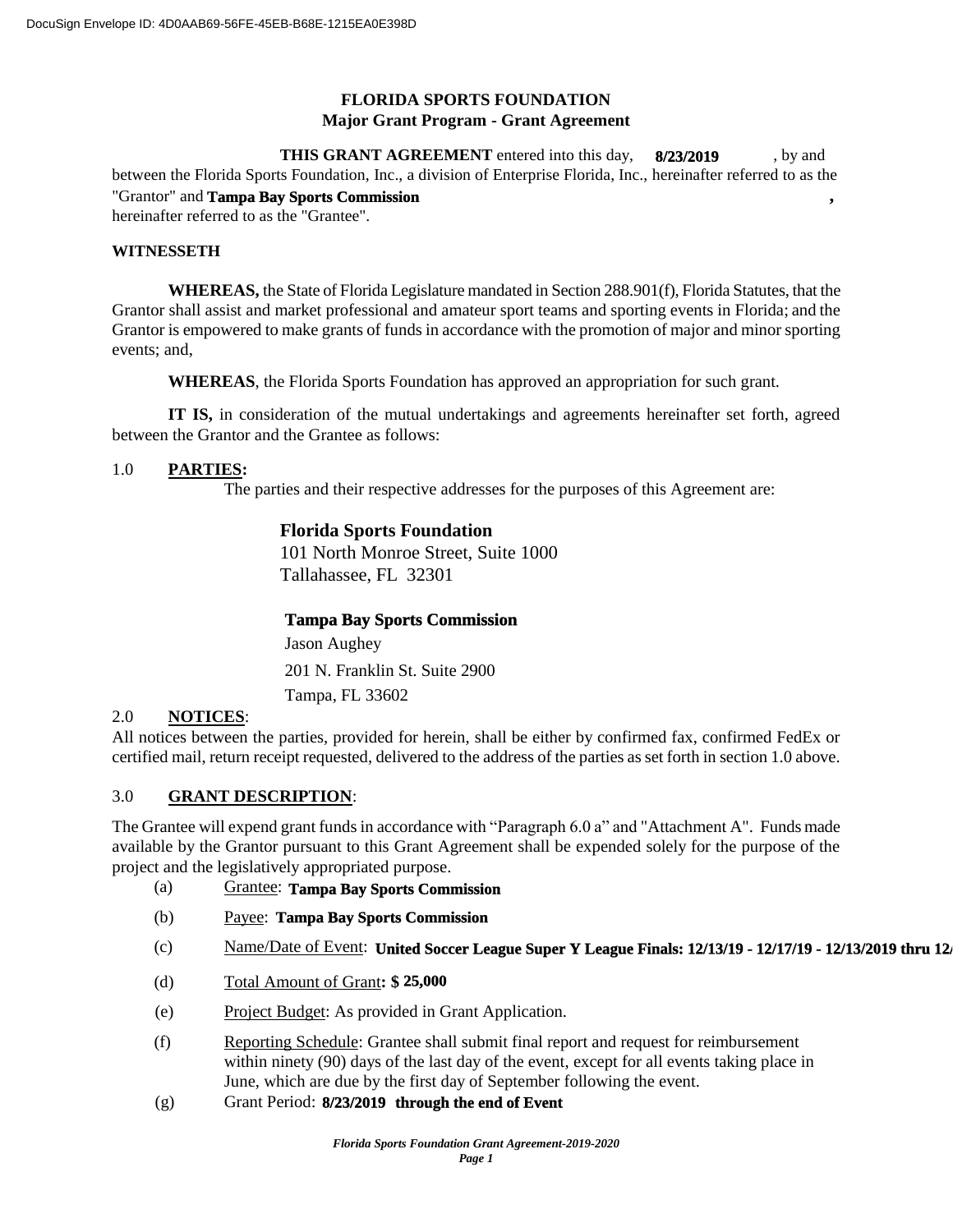DocuSign Envelope ID: 4D0AAB69-56FE-45EB-B68E-1215EA0E398D

# FLORIDA SPORTS FOUNDATION
## Major Grant Program - Grant Agreement

**THIS GRANT AGREEMENT** entered into this day, **8/23/2019** , by and between the Florida Sports Foundation, Inc., a division of Enterprise Florida, Inc., hereinafter referred to as the "Grantor" and **Tampa Bay Sports Commission** **,** hereinafter referred to as the "Grantee".

**WITNESSETH**

**WHEREAS,** the State of Florida Legislature mandated in Section 288.901(f), Florida Statutes, that the Grantor shall assist and market professional and amateur sport teams and sporting events in Florida; and the Grantor is empowered to make grants of funds in accordance with the promotion of major and minor sporting events; and,

**WHEREAS**, the Florida Sports Foundation has approved an appropriation for such grant.

**IT IS,** in consideration of the mutual undertakings and agreements hereinafter set forth, agreed between the Grantor and the Grantee as follows:

1.0 **PARTIES:**

The parties and their respective addresses for the purposes of this Agreement are:

**Florida Sports Foundation**
101 North Monroe Street, Suite 1000
Tallahassee, FL 32301

**Tampa Bay Sports Commission**
Jason Aughey
201 N. Franklin St. Suite 2900
Tampa, FL 33602

2.0 **NOTICES**:

All notices between the parties, provided for herein, shall be either by confirmed fax, confirmed FedEx or certified mail, return receipt requested, delivered to the address of the parties as set forth in section 1.0 above.

3.0 **GRANT DESCRIPTION**:

The Grantee will expend grant funds in accordance with "Paragraph 6.0 a" and "Attachment A". Funds made available by the Grantor pursuant to this Grant Agreement shall be expended solely for the purpose of the project and the legislatively appropriated purpose.

(a) Grantee: **Tampa Bay Sports Commission**

(b) Payee: **Tampa Bay Sports Commission**

(c) Name/Date of Event: **United Soccer League Super Y League Finals: 12/13/19 - 12/17/19 - 12/13/2019 thru 12/**

(d) Total Amount of Grant**: $ 25,000**

(e) Project Budget: As provided in Grant Application.

(f) Reporting Schedule: Grantee shall submit final report and request for reimbursement within ninety (90) days of the last day of the event, except for all events taking place in June, which are due by the first day of September following the event.

(g) Grant Period: **8/23/2019 through the end of Event**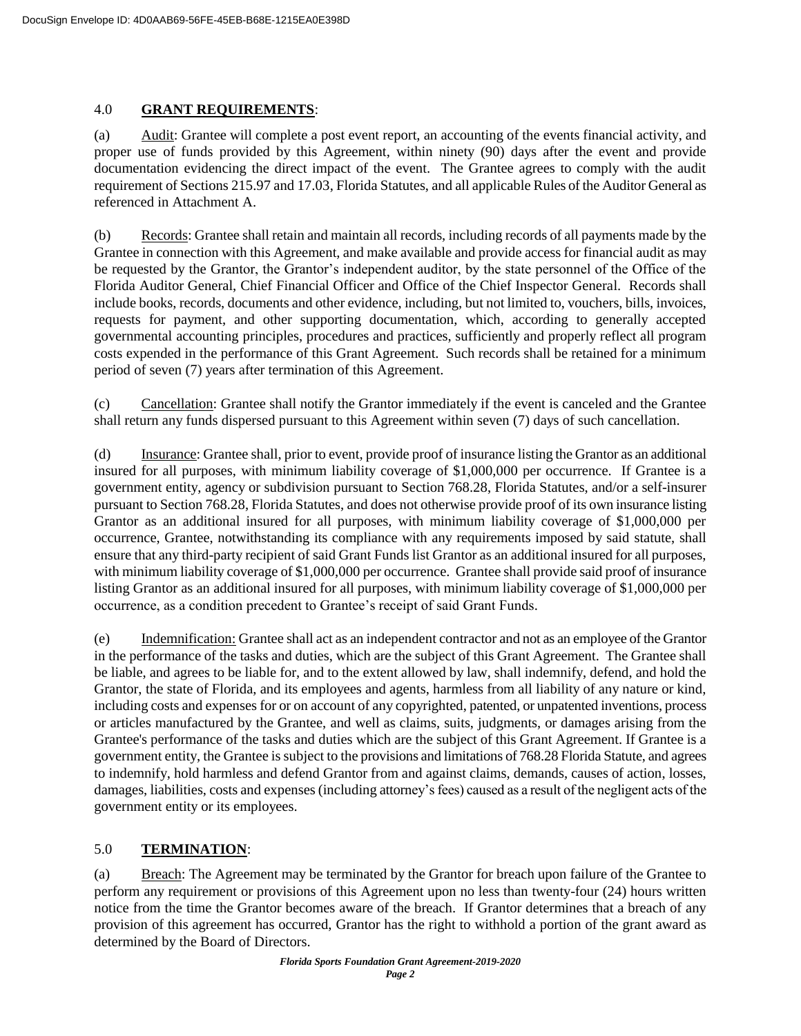## 4.0 **GRANT REQUIREMENTS**:

(a) Audit: Grantee will complete a post event report, an accounting of the events financial activity, and proper use of funds provided by this Agreement, within ninety (90) days after the event and provide documentation evidencing the direct impact of the event. The Grantee agrees to comply with the audit requirement of Sections 215.97 and 17.03, Florida Statutes, and all applicable Rules of the Auditor General as referenced in Attachment A.

(b) Records: Grantee shall retain and maintain all records, including records of all payments made by the Grantee in connection with this Agreement, and make available and provide access for financial audit as may be requested by the Grantor, the Grantor's independent auditor, by the state personnel of the Office of the Florida Auditor General, Chief Financial Officer and Office of the Chief Inspector General. Records shall include books, records, documents and other evidence, including, but not limited to, vouchers, bills, invoices, requests for payment, and other supporting documentation, which, according to generally accepted governmental accounting principles, procedures and practices, sufficiently and properly reflect all program costs expended in the performance of this Grant Agreement. Such records shall be retained for a minimum period of seven (7) years after termination of this Agreement.

(c) Cancellation: Grantee shall notify the Grantor immediately if the event is canceled and the Grantee shall return any funds dispersed pursuant to this Agreement within seven (7) days of such cancellation.

(d) Insurance: Grantee shall, prior to event, provide proof of insurance listing the Grantor as an additional insured for all purposes, with minimum liability coverage of $1,000,000 per occurrence. If Grantee is a government entity, agency or subdivision pursuant to Section 768.28, Florida Statutes, and/or a self-insurer pursuant to Section 768.28, Florida Statutes, and does not otherwise provide proof of its own insurance listing Grantor as an additional insured for all purposes, with minimum liability coverage of $1,000,000 per occurrence, Grantee, notwithstanding its compliance with any requirements imposed by said statute, shall ensure that any third-party recipient of said Grant Funds list Grantor as an additional insured for all purposes, with minimum liability coverage of $1,000,000 per occurrence. Grantee shall provide said proof of insurance listing Grantor as an additional insured for all purposes, with minimum liability coverage of $1,000,000 per occurrence, as a condition precedent to Grantee's receipt of said Grant Funds.

(e) Indemnification: Grantee shall act as an independent contractor and not as an employee of the Grantor in the performance of the tasks and duties, which are the subject of this Grant Agreement. The Grantee shall be liable, and agrees to be liable for, and to the extent allowed by law, shall indemnify, defend, and hold the Grantor, the state of Florida, and its employees and agents, harmless from all liability of any nature or kind, including costs and expenses for or on account of any copyrighted, patented, or unpatented inventions, process or articles manufactured by the Grantee, and well as claims, suits, judgments, or damages arising from the Grantee's performance of the tasks and duties which are the subject of this Grant Agreement. If Grantee is a government entity, the Grantee is subject to the provisions and limitations of 768.28 Florida Statute, and agrees to indemnify, hold harmless and defend Grantor from and against claims, demands, causes of action, losses, damages, liabilities, costs and expenses (including attorney's fees) caused as a result of the negligent acts of the government entity or its employees.

## 5.0 **TERMINATION**:

(a) Breach: The Agreement may be terminated by the Grantor for breach upon failure of the Grantee to perform any requirement or provisions of this Agreement upon no less than twenty-four (24) hours written notice from the time the Grantor becomes aware of the breach. If Grantor determines that a breach of any provision of this agreement has occurred, Grantor has the right to withhold a portion of the grant award as determined by the Board of Directors.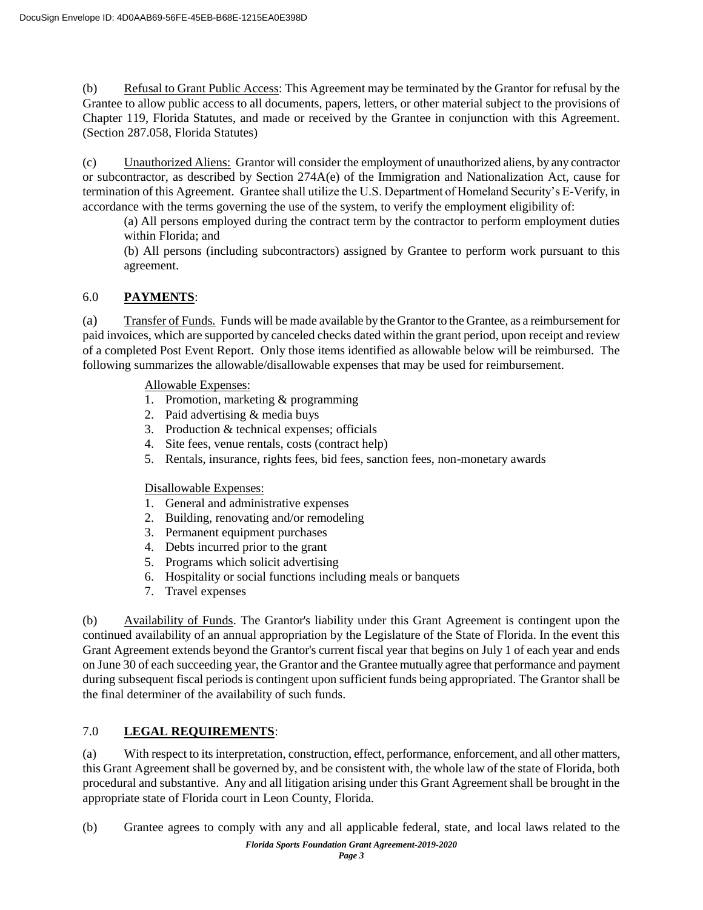(b) Refusal to Grant Public Access: This Agreement may be terminated by the Grantor for refusal by the Grantee to allow public access to all documents, papers, letters, or other material subject to the provisions of Chapter 119, Florida Statutes, and made or received by the Grantee in conjunction with this Agreement. (Section 287.058, Florida Statutes)

(c) Unauthorized Aliens: Grantor will consider the employment of unauthorized aliens, by any contractor or subcontractor, as described by Section 274A(e) of the Immigration and Nationalization Act, cause for termination of this Agreement. Grantee shall utilize the U.S. Department of Homeland Security's E-Verify, in accordance with the terms governing the use of the system, to verify the employment eligibility of:

(a) All persons employed during the contract term by the contractor to perform employment duties within Florida; and

(b) All persons (including subcontractors) assigned by Grantee to perform work pursuant to this agreement.

## 6.0 PAYMENTS:

(a) Transfer of Funds. Funds will be made available by the Grantor to the Grantee, as a reimbursement for paid invoices, which are supported by canceled checks dated within the grant period, upon receipt and review of a completed Post Event Report. Only those items identified as allowable below will be reimbursed. The following summarizes the allowable/disallowable expenses that may be used for reimbursement.

Allowable Expenses:

1. Promotion, marketing & programming
2. Paid advertising & media buys
3. Production & technical expenses; officials
4. Site fees, venue rentals, costs (contract help)
5. Rentals, insurance, rights fees, bid fees, sanction fees, non-monetary awards

Disallowable Expenses:

1. General and administrative expenses
2. Building, renovating and/or remodeling
3. Permanent equipment purchases
4. Debts incurred prior to the grant
5. Programs which solicit advertising
6. Hospitality or social functions including meals or banquets
7. Travel expenses

(b) Availability of Funds. The Grantor's liability under this Grant Agreement is contingent upon the continued availability of an annual appropriation by the Legislature of the State of Florida. In the event this Grant Agreement extends beyond the Grantor's current fiscal year that begins on July 1 of each year and ends on June 30 of each succeeding year, the Grantor and the Grantee mutually agree that performance and payment during subsequent fiscal periods is contingent upon sufficient funds being appropriated. The Grantor shall be the final determiner of the availability of such funds.

## 7.0 LEGAL REQUIREMENTS:

(a) With respect to its interpretation, construction, effect, performance, enforcement, and all other matters, this Grant Agreement shall be governed by, and be consistent with, the whole law of the state of Florida, both procedural and substantive. Any and all litigation arising under this Grant Agreement shall be brought in the appropriate state of Florida court in Leon County, Florida.

(b) Grantee agrees to comply with any and all applicable federal, state, and local laws related to the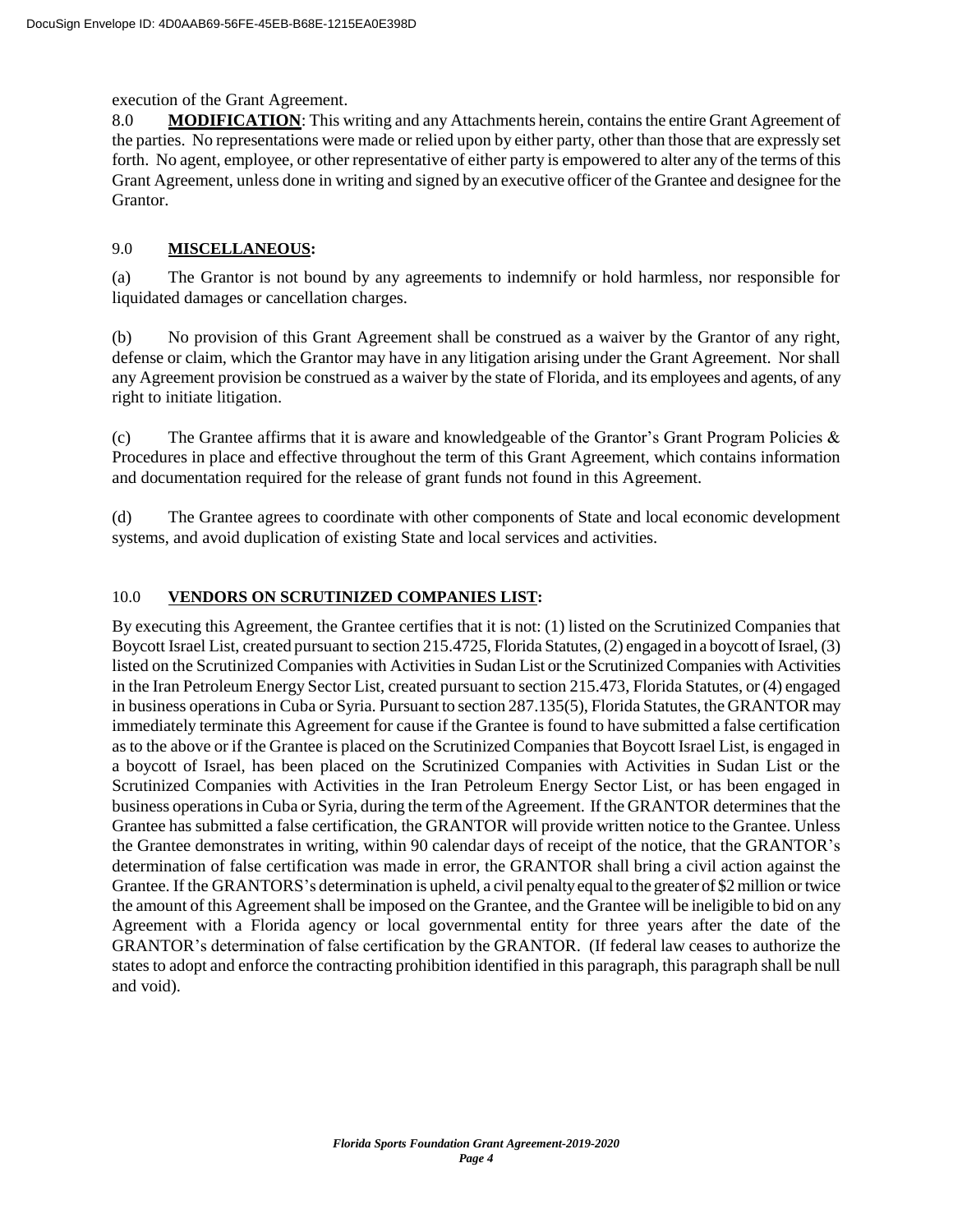execution of the Grant Agreement.

8.0 **MODIFICATION**: This writing and any Attachments herein, contains the entire Grant Agreement of the parties. No representations were made or relied upon by either party, other than those that are expressly set forth. No agent, employee, or other representative of either party is empowered to alter any of the terms of this Grant Agreement, unless done in writing and signed by an executive officer of the Grantee and designee for the Grantor.

## 9.0 MISCELLANEOUS:

(a) The Grantor is not bound by any agreements to indemnify or hold harmless, nor responsible for liquidated damages or cancellation charges.

(b) No provision of this Grant Agreement shall be construed as a waiver by the Grantor of any right, defense or claim, which the Grantor may have in any litigation arising under the Grant Agreement. Nor shall any Agreement provision be construed as a waiver by the state of Florida, and its employees and agents, of any right to initiate litigation.

(c) The Grantee affirms that it is aware and knowledgeable of the Grantor's Grant Program Policies & Procedures in place and effective throughout the term of this Grant Agreement, which contains information and documentation required for the release of grant funds not found in this Agreement.

(d) The Grantee agrees to coordinate with other components of State and local economic development systems, and avoid duplication of existing State and local services and activities.

## 10.0 VENDORS ON SCRUTINIZED COMPANIES LIST:

By executing this Agreement, the Grantee certifies that it is not: (1) listed on the Scrutinized Companies that Boycott Israel List, created pursuant to section 215.4725, Florida Statutes, (2) engaged in a boycott of Israel, (3) listed on the Scrutinized Companies with Activities in Sudan List or the Scrutinized Companies with Activities in the Iran Petroleum Energy Sector List, created pursuant to section 215.473, Florida Statutes, or (4) engaged in business operations in Cuba or Syria. Pursuant to section 287.135(5), Florida Statutes, the GRANTOR may immediately terminate this Agreement for cause if the Grantee is found to have submitted a false certification as to the above or if the Grantee is placed on the Scrutinized Companies that Boycott Israel List, is engaged in a boycott of Israel, has been placed on the Scrutinized Companies with Activities in Sudan List or the Scrutinized Companies with Activities in the Iran Petroleum Energy Sector List, or has been engaged in business operations in Cuba or Syria, during the term of the Agreement. If the GRANTOR determines that the Grantee has submitted a false certification, the GRANTOR will provide written notice to the Grantee. Unless the Grantee demonstrates in writing, within 90 calendar days of receipt of the notice, that the GRANTOR's determination of false certification was made in error, the GRANTOR shall bring a civil action against the Grantee. If the GRANTORS's determination is upheld, a civil penalty equal to the greater of $2 million or twice the amount of this Agreement shall be imposed on the Grantee, and the Grantee will be ineligible to bid on any Agreement with a Florida agency or local governmental entity for three years after the date of the GRANTOR's determination of false certification by the GRANTOR. (If federal law ceases to authorize the states to adopt and enforce the contracting prohibition identified in this paragraph, this paragraph shall be null and void).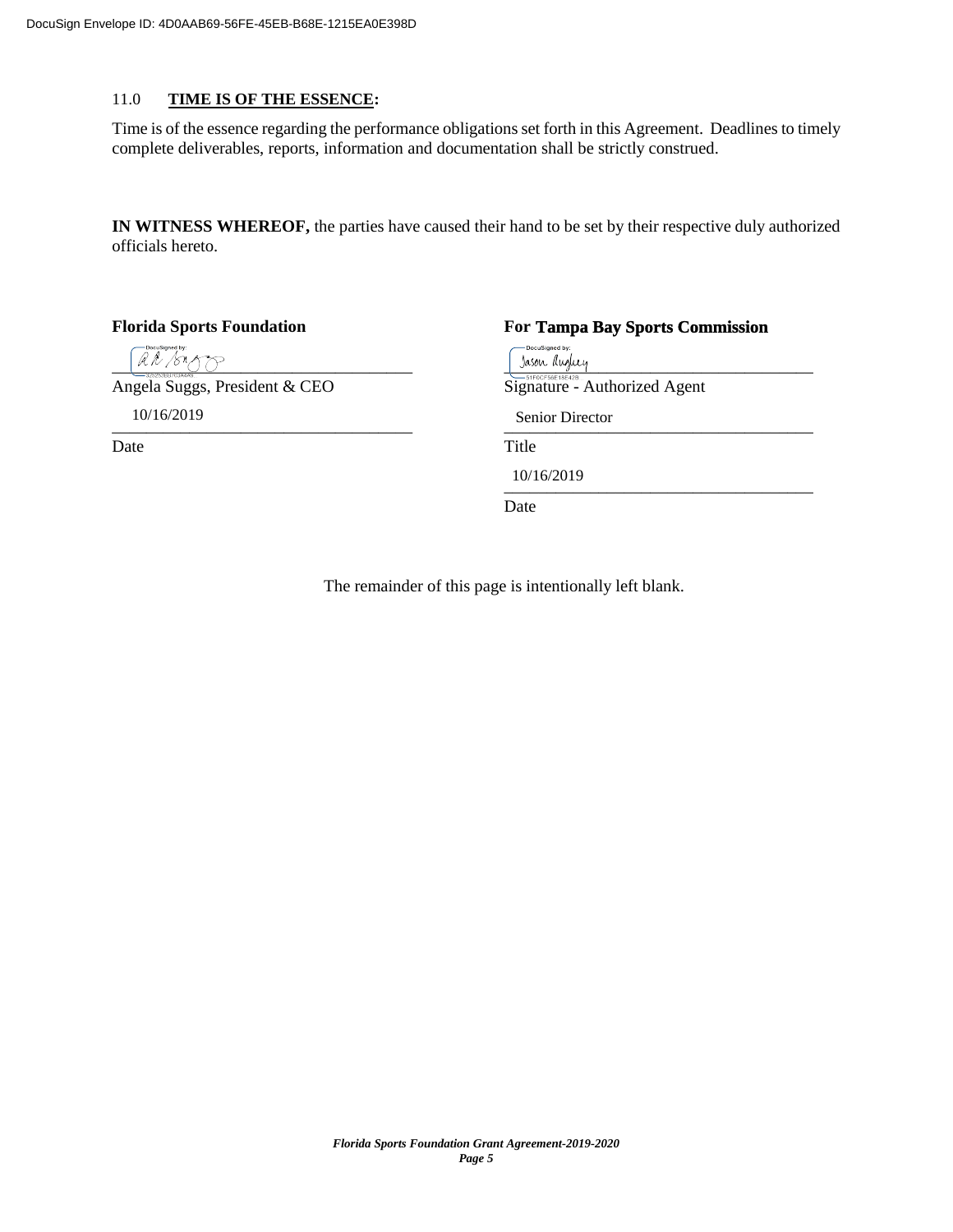## 11.0 **TIME IS OF THE ESSENCE:**

Time is of the essence regarding the performance obligations set forth in this Agreement. Deadlines to timely complete deliverables, reports, information and documentation shall be strictly construed.

**IN WITNESS WHEREOF,** the parties have caused their hand to be set by their respective duly authorized officials hereto.

**Florida Sports Foundation**

Angela Suggs, President & CEO

10/16/2019

Date

**For Tampa Bay Sports Commission**

Jason Aughey

Signature - Authorized Agent

Senior Director

Title

10/16/2019

Date

The remainder of this page is intentionally left blank.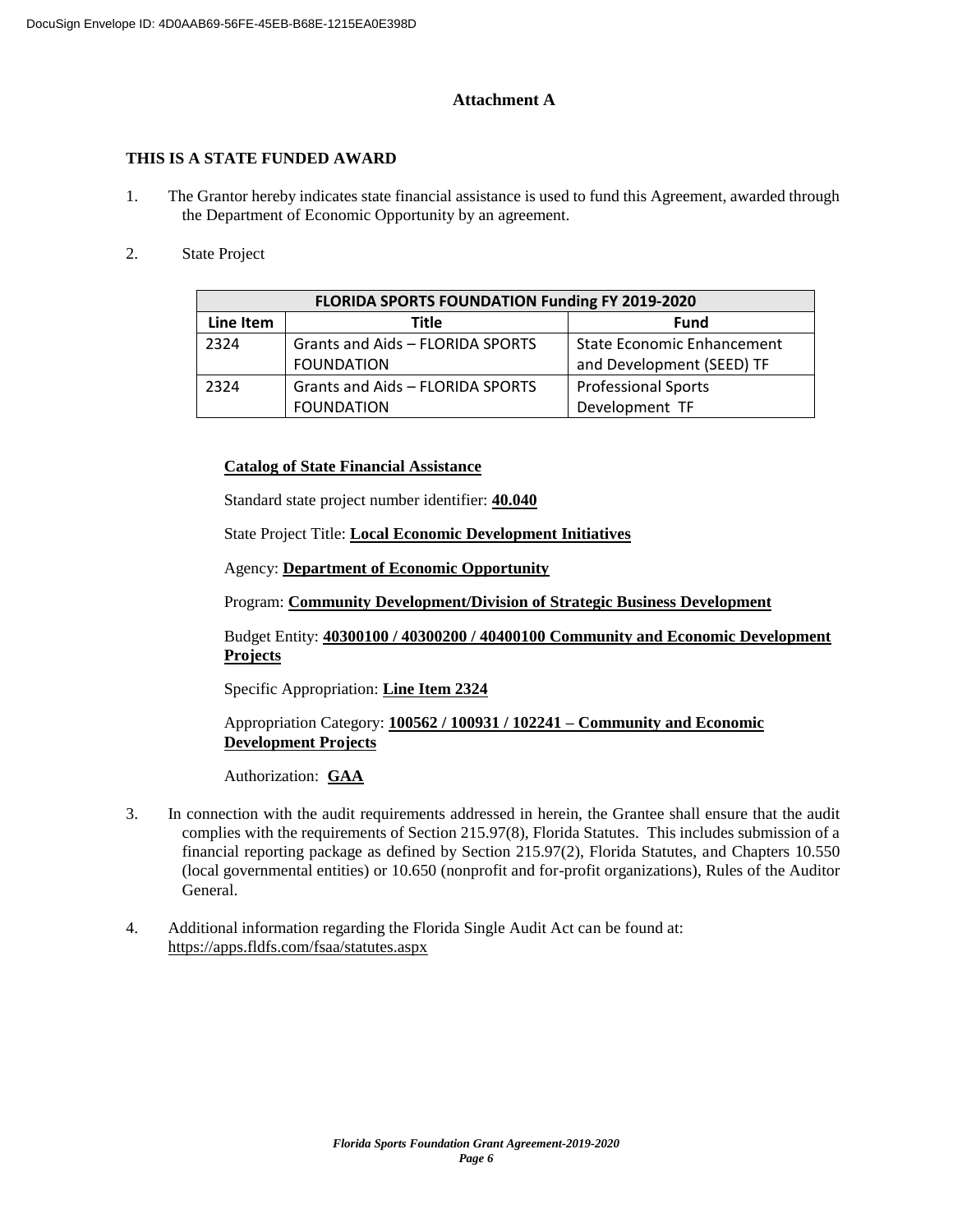# Attachment A

**THIS IS A STATE FUNDED AWARD**

1. The Grantor hereby indicates state financial assistance is used to fund this Agreement, awarded through the Department of Economic Opportunity by an agreement.

2. State Project

| FLORIDA SPORTS FOUNDATION Funding FY 2019-2020 | | |
|---|---|---|
| **Line Item** | **Title** | **Fund** |
| 2324 | Grants and Aids – FLORIDA SPORTS FOUNDATION | State Economic Enhancement and Development (SEED) TF |
| 2324 | Grants and Aids – FLORIDA SPORTS FOUNDATION | Professional Sports Development TF |

**Catalog of State Financial Assistance**

Standard state project number identifier: **40.040**

State Project Title: **Local Economic Development Initiatives**

Agency: **Department of Economic Opportunity**

Program: **Community Development/Division of Strategic Business Development**

Budget Entity: **40300100 / 40300200 / 40400100 Community and Economic Development Projects**

Specific Appropriation: **Line Item 2324**

Appropriation Category: **100562 / 100931 / 102241 – Community and Economic Development Projects**

Authorization: **GAA**

3. In connection with the audit requirements addressed in herein, the Grantee shall ensure that the audit complies with the requirements of Section 215.97(8), Florida Statutes. This includes submission of a financial reporting package as defined by Section 215.97(2), Florida Statutes, and Chapters 10.550 (local governmental entities) or 10.650 (nonprofit and for-profit organizations), Rules of the Auditor General.

4. Additional information regarding the Florida Single Audit Act can be found at: https://apps.fldfs.com/fsaa/statutes.aspx